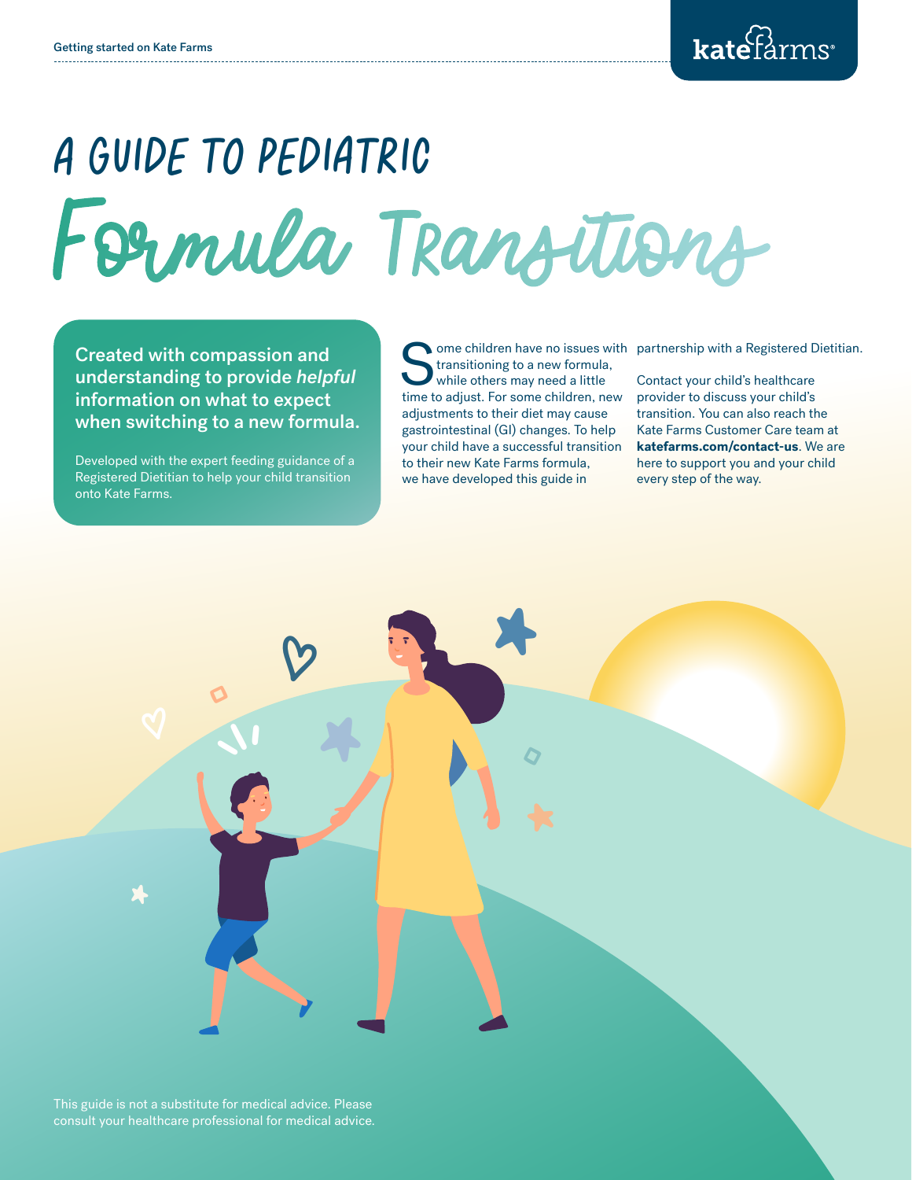# A GUIDE TO PEDIATRIC Formula Transitions

**Created with compassion and understanding to provide *helpful* information on what to expect when switching to a new formula.**

Developed with the expert feeding guidance of a Registered Dietitian to help your child transition onto Kate Farms.

Some children have no issues with transitioning to a new formula, while others may need a little time to adjust. For some children, new adjustments to their diet may cause gastrointestinal (GI) changes. To help your child have a successful transition to their new Kate Farms formula, we have developed this guide in partnership with a Registered Dietitian.

Contact your child's healthcare provider to discuss your child's transition. You can also reach the Kate Farms Customer Care team at **katefarms.com/contact-us**. We are here to support you and your child every step of the way.

This guide is not a substitute for medical advice. Please consult your healthcare professional for medical advice.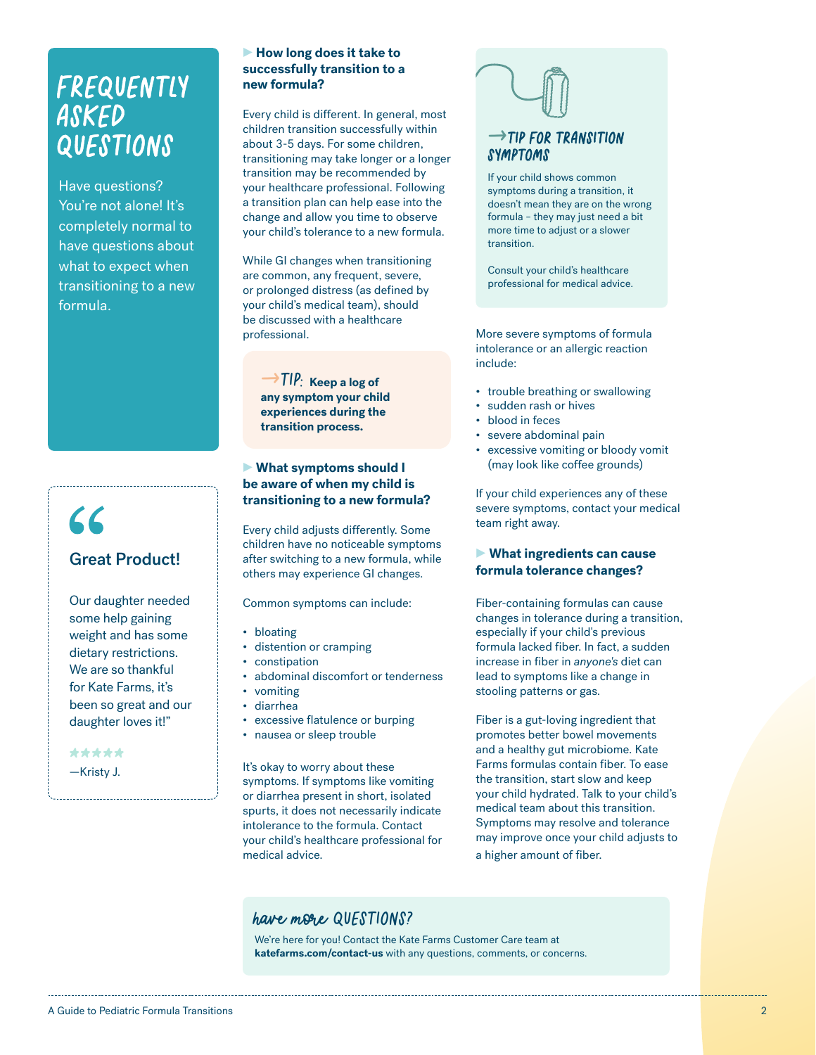# FREQUENTLY ASKED QUESTIONS

Have questions? You're not alone! It's completely normal to have questions about what to expect when transitioning to a new formula.

> ## Great Product!
>
> Our daughter needed some help gaining weight and has some dietary restrictions. We are so thankful for Kate Farms, it's been so great and our daughter loves it!"
>
> ★★★★★
>
> —Kristy J.

### ▶ How long does it take to successfully transition to a new formula?

Every child is different. In general, most children transition successfully within about 3-5 days. For some children, transitioning may take longer or a longer transition may be recommended by your healthcare professional. Following a transition plan can help ease into the change and allow you time to observe your child's tolerance to a new formula.

While GI changes when transitioning are common, any frequent, severe, or prolonged distress (as defined by your child's medical team), should be discussed with a healthcare professional.

> →TIP: **Keep a log of any symptom your child experiences during the transition process.**

### ▶ What symptoms should I be aware of when my child is transitioning to a new formula?

Every child adjusts differently. Some children have no noticeable symptoms after switching to a new formula, while others may experience GI changes.

Common symptoms can include:

- bloating
- distention or cramping
- constipation
- abdominal discomfort or tenderness
- vomiting
- diarrhea
- excessive flatulence or burping
- nausea or sleep trouble

It's okay to worry about these symptoms. If symptoms like vomiting or diarrhea present in short, isolated spurts, it does not necessarily indicate intolerance to the formula. Contact your child's healthcare professional for medical advice.

> ### →TIP FOR TRANSITION SYMPTOMS
>
> If your child shows common symptoms during a transition, it doesn't mean they are on the wrong formula – they may just need a bit more time to adjust or a slower transition.
>
> Consult your child's healthcare professional for medical advice.

More severe symptoms of formula intolerance or an allergic reaction include:

- trouble breathing or swallowing
- sudden rash or hives
- blood in feces
- severe abdominal pain
- excessive vomiting or bloody vomit (may look like coffee grounds)

If your child experiences any of these severe symptoms, contact your medical team right away.

### ▶ What ingredients can cause formula tolerance changes?

Fiber-containing formulas can cause changes in tolerance during a transition, especially if your child's previous formula lacked fiber. In fact, a sudden increase in fiber in *anyone's* diet can lead to symptoms like a change in stooling patterns or gas.

Fiber is a gut-loving ingredient that promotes better bowel movements and a healthy gut microbiome. Kate Farms formulas contain fiber. To ease the transition, start slow and keep your child hydrated. Talk to your child's medical team about this transition. Symptoms may resolve and tolerance may improve once your child adjusts to a higher amount of fiber.

> ## have more QUESTIONS?
>
> We're here for you! Contact the Kate Farms Customer Care team at **katefarms.com/contact-us** with any questions, comments, or concerns.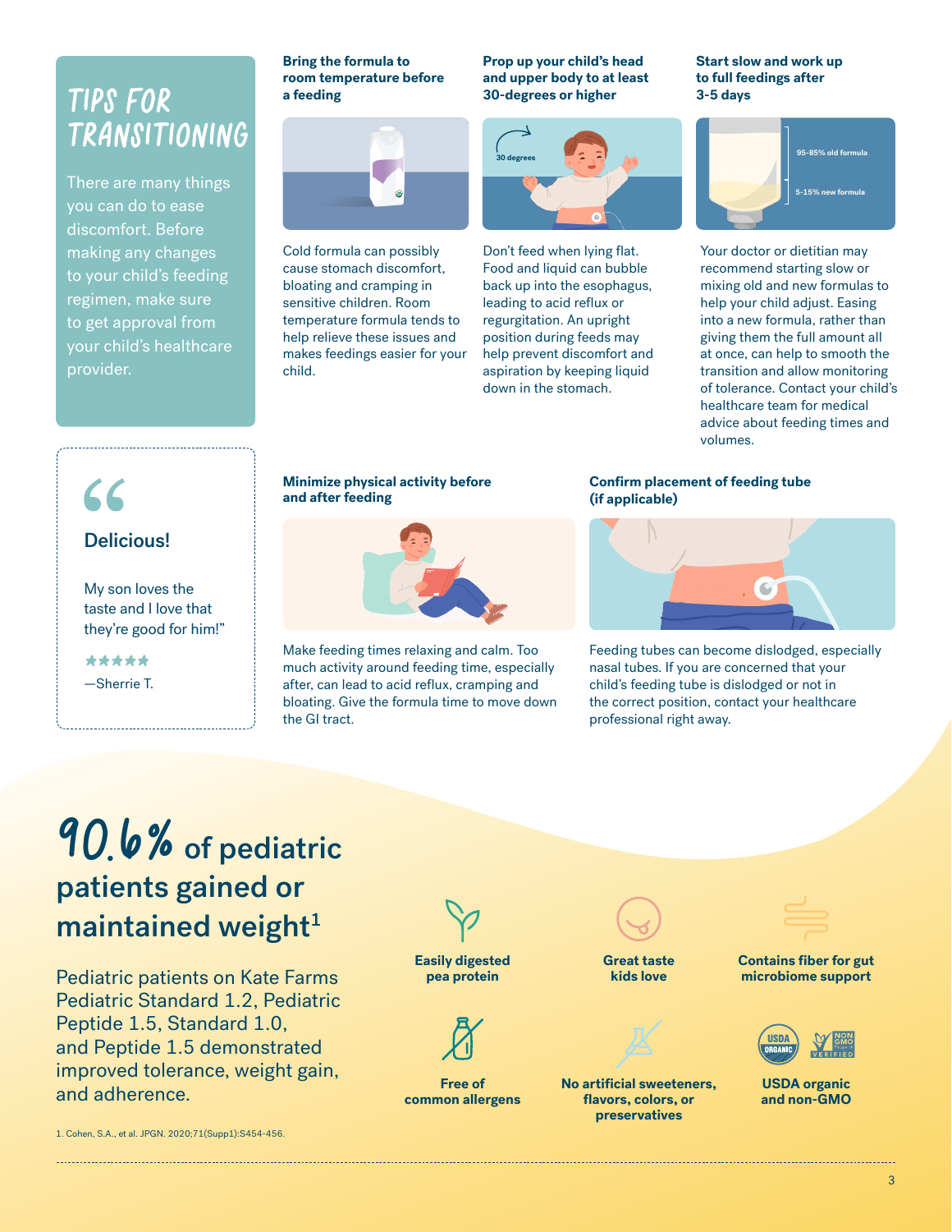## TIPS FOR TRANSITIONING

There are many things you can do to ease discomfort. Before making any changes to your child's feeding regimen, make sure to get approval from your child's healthcare provider.

### Bring the formula to room temperature before a feeding

Cold formula can possibly cause stomach discomfort, bloating and cramping in sensitive children. Room temperature formula tends to help relieve these issues and makes feedings easier for your child.

### Prop up your child's head and upper body to at least 30-degrees or higher

30 degrees

Don't feed when lying flat. Food and liquid can bubble back up into the esophagus, leading to acid reflux or regurgitation. An upright position during feeds may help prevent discomfort and aspiration by keeping liquid down in the stomach.

### Start slow and work up to full feedings after 3-5 days

95-85% old formula

5-15% new formula

Your doctor or dietitian may recommend starting slow or mixing old and new formulas to help your child adjust. Easing into a new formula, rather than giving them the full amount all at once, can help to smooth the transition and allow monitoring of tolerance. Contact your child's healthcare team for medical advice about feeding times and volumes.

> **Delicious!**
>
> My son loves the taste and I love that they're good for him!"
>
> ★★★★★
>
> —Sherrie T.

### Minimize physical activity before and after feeding

Make feeding times relaxing and calm. Too much activity around feeding time, especially after, can lead to acid reflux, cramping and bloating. Give the formula time to move down the GI tract.

### Confirm placement of feeding tube (if applicable)

Feeding tubes can become dislodged, especially nasal tubes. If you are concerned that your child's feeding tube is dislodged or not in the correct position, contact your healthcare professional right away.

## 90.6% of pediatric patients gained or maintained weight[1]

Pediatric patients on Kate Farms Pediatric Standard 1.2, Pediatric Peptide 1.5, Standard 1.0, and Peptide 1.5 demonstrated improved tolerance, weight gain, and adherence.

- **Easily digested pea protein**
- **Great taste kids love**
- **Contains fiber for gut microbiome support**
- **Free of common allergens**
- **No artificial sweeteners, flavors, colors, or preservatives**
- **USDA organic and non-GMO**

1. Cohen, S.A., et al. JPGN. 2020;71(Supp1):S454-456.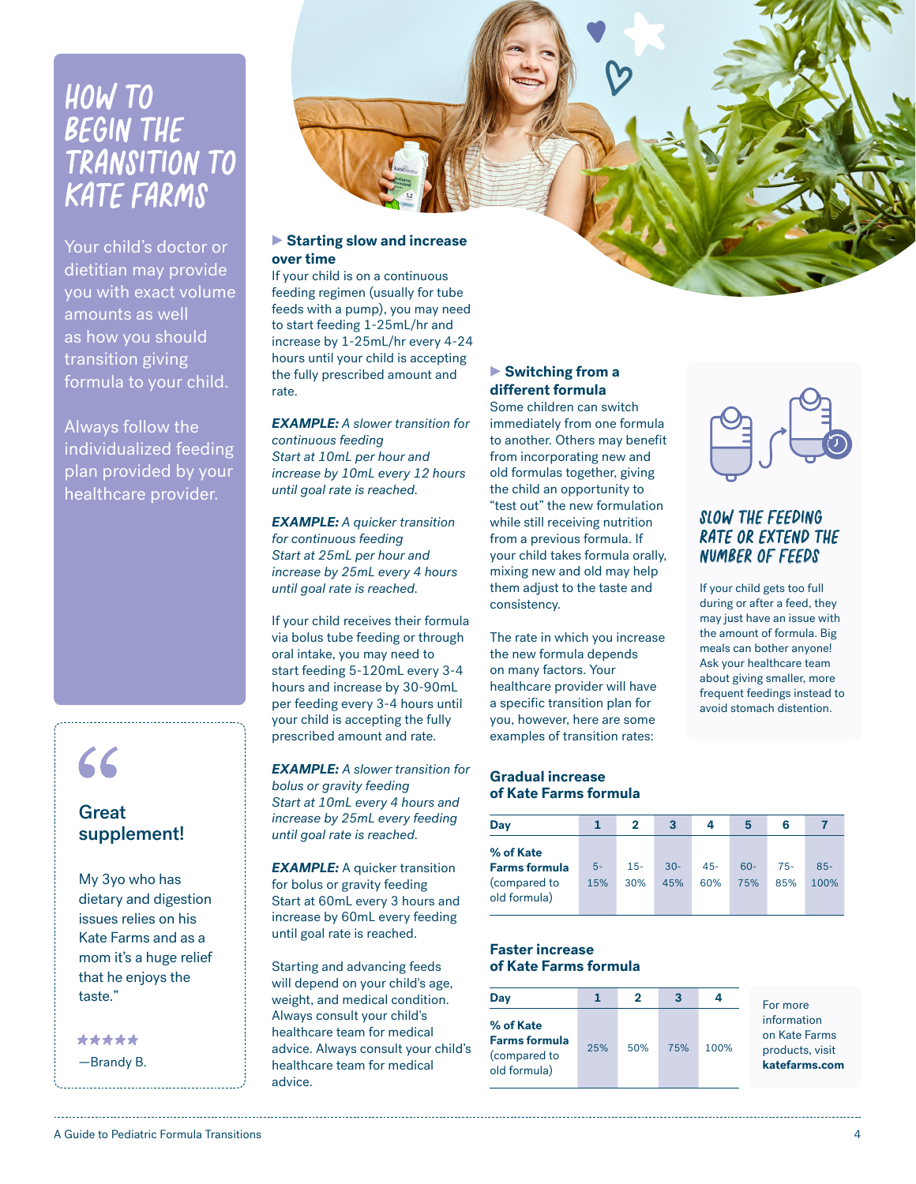# HOW TO BEGIN THE TRANSITION TO KATE FARMS

Your child's doctor or dietitian may provide you with exact volume amounts as well as how you should transition giving formula to your child.

Always follow the individualized feeding plan provided by your healthcare provider.

> ## Great supplement!
>
> My 3yo who has dietary and digestion issues relies on his Kate Farms and as a mom it's a huge relief that he enjoys the taste."
>
> ★★★★★
>
> —Brandy B.

### ▶ Starting slow and increase over time

If your child is on a continuous feeding regimen (usually for tube feeds with a pump), you may need to start feeding 1-25mL/hr and increase by 1-25mL/hr every 4-24 hours until your child is accepting the fully prescribed amount and rate.

***EXAMPLE:*** *A slower transition for continuous feeding*
*Start at 10mL per hour and increase by 10mL every 12 hours until goal rate is reached.*

***EXAMPLE:*** *A quicker transition for continuous feeding*
*Start at 25mL per hour and increase by 25mL every 4 hours until goal rate is reached.*

If your child receives their formula via bolus tube feeding or through oral intake, you may need to start feeding 5-120mL every 3-4 hours and increase by 30-90mL per feeding every 3-4 hours until your child is accepting the fully prescribed amount and rate.

***EXAMPLE:*** *A slower transition for bolus or gravity feeding*
*Start at 10mL every 4 hours and increase by 25mL every feeding until goal rate is reached.*

***EXAMPLE:*** A quicker transition for bolus or gravity feeding
Start at 60mL every 3 hours and increase by 60mL every feeding until goal rate is reached.

Starting and advancing feeds will depend on your child's age, weight, and medical condition. Always consult your child's healthcare team for medical advice. Always consult your child's healthcare team for medical advice.

### ▶ Switching from a different formula

Some children can switch immediately from one formula to another. Others may benefit from incorporating new and old formulas together, giving the child an opportunity to "test out" the new formulation while still receiving nutrition from a previous formula. If your child takes formula orally, mixing new and old may help them adjust to the taste and consistency.

The rate in which you increase the new formula depends on many factors. Your healthcare provider will have a specific transition plan for you, however, here are some examples of transition rates:

**Gradual increase of Kate Farms formula**

| Day | 1 | 2 | 3 | 4 | 5 | 6 | 7 |
|---|---|---|---|---|---|---|---|
| **% of Kate Farms formula** (compared to old formula) | 5-15% | 15-30% | 30-45% | 45-60% | 60-75% | 75-85% | 85-100% |

**Faster increase of Kate Farms formula**

| Day | 1 | 2 | 3 | 4 |
|---|---|---|---|---|
| **% of Kate Farms formula** (compared to old formula) | 25% | 50% | 75% | 100% |

## SLOW THE FEEDING RATE OR EXTEND THE NUMBER OF FEEDS

If your child gets too full during or after a feed, they may just have an issue with the amount of formula. Big meals can bother anyone! Ask your healthcare team about giving smaller, more frequent feedings instead to avoid stomach distention.

For more information on Kate Farms products, visit **katefarms.com**